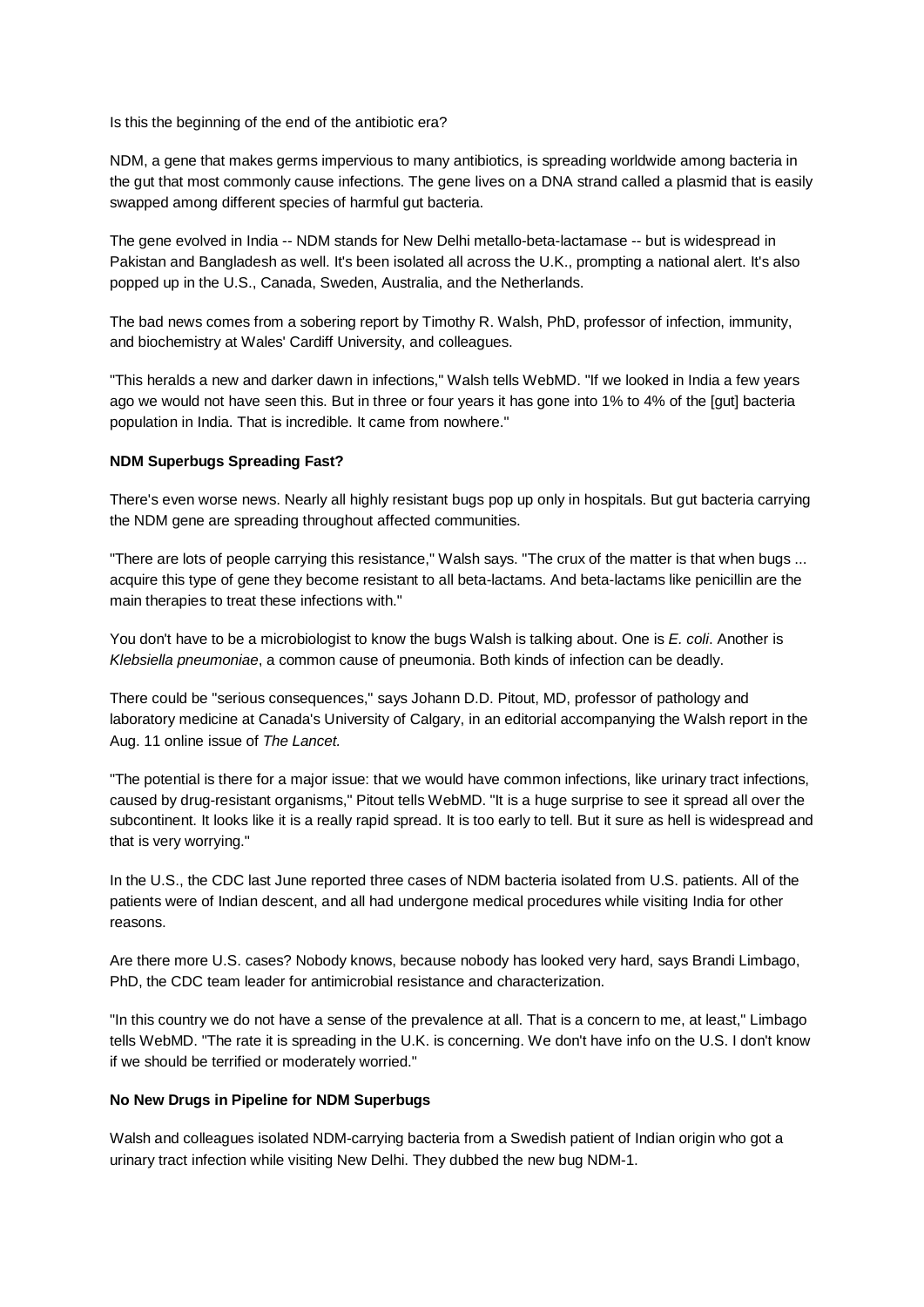Is this the beginning of the end of the antibiotic era?

NDM, a gene that makes germs impervious to many antibiotics, is spreading worldwide among bacteria in the gut that most commonly cause infections. The gene lives on a DNA strand called a plasmid that is easily swapped among different species of harmful gut bacteria.

The gene evolved in India -- NDM stands for New Delhi metallo-beta-lactamase -- but is widespread in Pakistan and Bangladesh as well. It's been isolated all across the U.K., prompting a national alert. It's also popped up in the U.S., Canada, Sweden, Australia, and the Netherlands.

The bad news comes from a sobering report by Timothy R. Walsh, PhD, professor of infection, immunity, and biochemistry at Wales' Cardiff University, and colleagues.

"This heralds a new and darker dawn in infections," Walsh tells WebMD. "If we looked in India a few years ago we would not have seen this. But in three or four years it has gone into 1% to 4% of the [gut] bacteria population in India. That is incredible. It came from nowhere."

**NDM Superbugs Spreading Fast?**

There's even worse news. Nearly all highly resistant bugs pop up only in hospitals. But gut bacteria carrying the NDM gene are spreading throughout affected communities.

"There are lots of people carrying this resistance," Walsh says. "The crux of the matter is that when bugs ... acquire this type of gene they become resistant to all beta-lactams. And beta-lactams like penicillin are the main therapies to treat these infections with."

You don't have to be a microbiologist to know the bugs Walsh is talking about. One is *E. coli*. Another is *Klebsiella pneumoniae*, a common cause of pneumonia. Both kinds of infection can be deadly.

There could be "serious consequences," says Johann D.D. Pitout, MD, professor of pathology and laboratory medicine at Canada's University of Calgary, in an editorial accompanying the Walsh report in the Aug. 11 online issue of *The Lancet*.

"The potential is there for a major issue: that we would have common infections, like urinary tract infections, caused by drug-resistant organisms," Pitout tells WebMD. "It is a huge surprise to see it spread all over the subcontinent. It looks like it is a really rapid spread. It is too early to tell. But it sure as hell is widespread and that is very worrying."

In the U.S., the CDC last June reported three cases of NDM bacteria isolated from U.S. patients. All of the patients were of Indian descent, and all had undergone medical procedures while visiting India for other reasons.

Are there more U.S. cases? Nobody knows, because nobody has looked very hard, says Brandi Limbago, PhD, the CDC team leader for antimicrobial resistance and characterization.

"In this country we do not have a sense of the prevalence at all. That is a concern to me, at least," Limbago tells WebMD. "The rate it is spreading in the U.K. is concerning. We don't have info on the U.S. I don't know if we should be terrified or moderately worried."

**No New Drugs in Pipeline for NDM Superbugs**

Walsh and colleagues isolated NDM-carrying bacteria from a Swedish patient of Indian origin who got a urinary tract infection while visiting New Delhi. They dubbed the new bug NDM-1.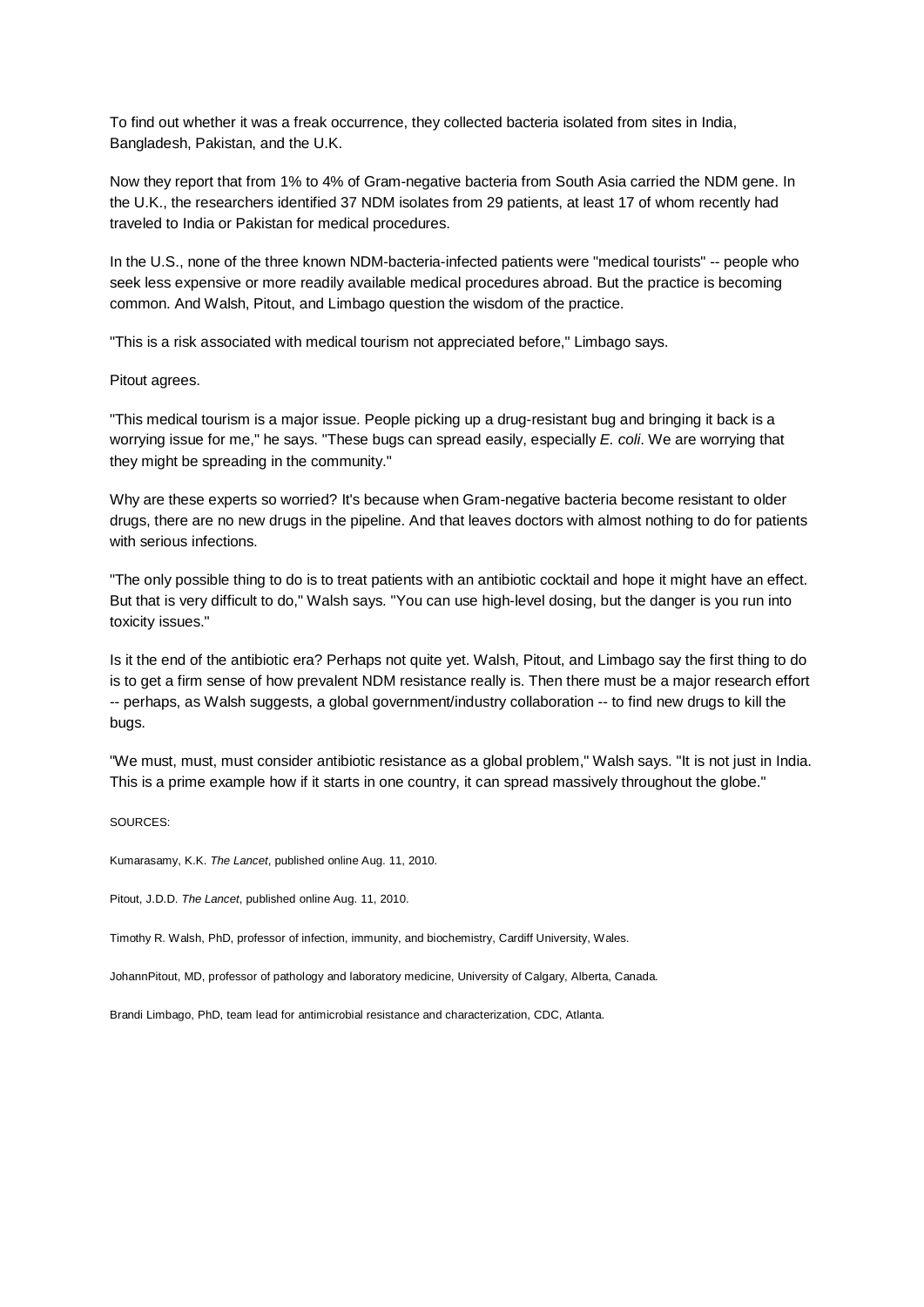To find out whether it was a freak occurrence, they collected bacteria isolated from sites in India, Bangladesh, Pakistan, and the U.K.

Now they report that from 1% to 4% of Gram-negative bacteria from South Asia carried the NDM gene. In the U.K., the researchers identified 37 NDM isolates from 29 patients, at least 17 of whom recently had traveled to India or Pakistan for medical procedures.

In the U.S., none of the three known NDM-bacteria-infected patients were "medical tourists" -- people who seek less expensive or more readily available medical procedures abroad. But the practice is becoming common. And Walsh, Pitout, and Limbago question the wisdom of the practice.

"This is a risk associated with medical tourism not appreciated before," Limbago says.

Pitout agrees.

"This medical tourism is a major issue. People picking up a drug-resistant bug and bringing it back is a worrying issue for me," he says. "These bugs can spread easily, especially *E. coli*. We are worrying that they might be spreading in the community."

Why are these experts so worried? It's because when Gram-negative bacteria become resistant to older drugs, there are no new drugs in the pipeline. And that leaves doctors with almost nothing to do for patients with serious infections.

"The only possible thing to do is to treat patients with an antibiotic cocktail and hope it might have an effect. But that is very difficult to do," Walsh says. "You can use high-level dosing, but the danger is you run into toxicity issues."

Is it the end of the antibiotic era? Perhaps not quite yet. Walsh, Pitout, and Limbago say the first thing to do is to get a firm sense of how prevalent NDM resistance really is. Then there must be a major research effort -- perhaps, as Walsh suggests, a global government/industry collaboration -- to find new drugs to kill the bugs.

"We must, must, must consider antibiotic resistance as a global problem," Walsh says. "It is not just in India. This is a prime example how if it starts in one country, it can spread massively throughout the globe."

SOURCES:

Kumarasamy, K.K. *The Lancet*, published online Aug. 11, 2010.

Pitout, J.D.D. *The Lancet*, published online Aug. 11, 2010.

Timothy R. Walsh, PhD, professor of infection, immunity, and biochemistry, Cardiff University, Wales.

JohannPitout, MD, professor of pathology and laboratory medicine, University of Calgary, Alberta, Canada.

Brandi Limbago, PhD, team lead for antimicrobial resistance and characterization, CDC, Atlanta.